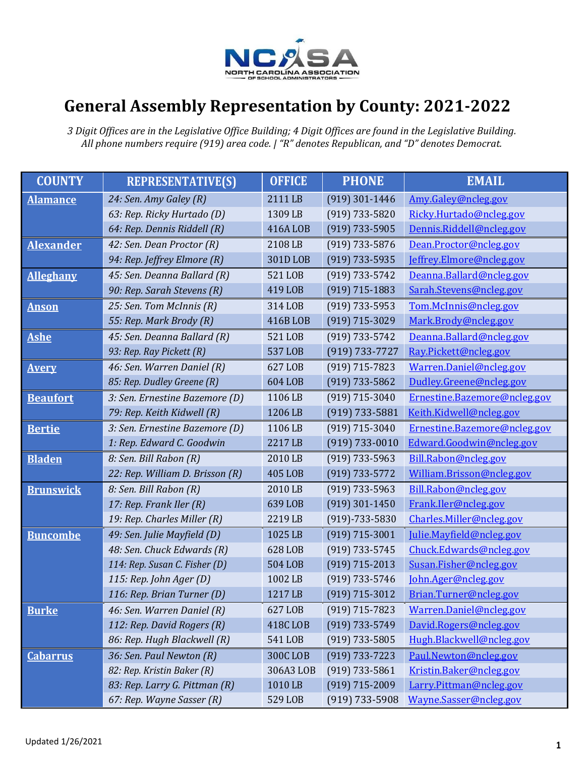NCASA NORTH CAROLINA ASSOCIATION OF SCHOOL ADMINISTRATORS

# General Assembly Representation by County: 2021-2022

*3 Digit Offices are in the Legislative Office Building; 4 Digit Offices are found in the Legislative Building. All phone numbers require (919) area code. | "R" denotes Republican, and "D" denotes Democrat.*

| COUNTY | REPRESENTATIVE(S) | OFFICE | PHONE | EMAIL |
|---|---|---|---|---|
| Alamance | *24: Sen. Amy Galey (R)* | 2111 LB | (919) 301-1446 | Amy.Galey@ncleg.gov |
| | *63: Rep. Ricky Hurtado (D)* | 1309 LB | (919) 733-5820 | Ricky.Hurtado@ncleg.gov |
| | *64: Rep. Dennis Riddell (R)* | 416A LOB | (919) 733-5905 | Dennis.Riddell@ncleg.gov |
| Alexander | *42: Sen. Dean Proctor (R)* | 2108 LB | (919) 733-5876 | Dean.Proctor@ncleg.gov |
| | *94: Rep. Jeffrey Elmore (R)* | 301D LOB | (919) 733-5935 | Jeffrey.Elmore@ncleg.gov |
| Alleghany | *45: Sen. Deanna Ballard (R)* | 521 LOB | (919) 733-5742 | Deanna.Ballard@ncleg.gov |
| | *90: Rep. Sarah Stevens (R)* | 419 LOB | (919) 715-1883 | Sarah.Stevens@ncleg.gov |
| Anson | *25: Sen. Tom McInnis (R)* | 314 LOB | (919) 733-5953 | Tom.McInnis@ncleg.gov |
| | *55: Rep. Mark Brody (R)* | 416B LOB | (919) 715-3029 | Mark.Brody@ncleg.gov |
| Ashe | *45: Sen. Deanna Ballard (R)* | 521 LOB | (919) 733-5742 | Deanna.Ballard@ncleg.gov |
| | *93: Rep. Ray Pickett (R)* | 537 LOB | (919) 733-7727 | Ray.Pickett@ncleg.gov |
| Avery | *46: Sen. Warren Daniel (R)* | 627 LOB | (919) 715-7823 | Warren.Daniel@ncleg.gov |
| | *85: Rep. Dudley Greene (R)* | 604 LOB | (919) 733-5862 | Dudley.Greene@ncleg.gov |
| Beaufort | *3: Sen. Ernestine Bazemore (D)* | 1106 LB | (919) 715-3040 | Ernestine.Bazemore@ncleg.gov |
| | *79: Rep. Keith Kidwell (R)* | 1206 LB | (919) 733-5881 | Keith.Kidwell@ncleg.gov |
| Bertie | *3: Sen. Ernestine Bazemore (D)* | 1106 LB | (919) 715-3040 | Ernestine.Bazemore@ncleg.gov |
| | *1: Rep. Edward C. Goodwin* | 2217 LB | (919) 733-0010 | Edward.Goodwin@ncleg.gov |
| Bladen | *8: Sen. Bill Rabon (R)* | 2010 LB | (919) 733-5963 | Bill.Rabon@ncleg.gov |
| | *22: Rep. William D. Brisson (R)* | 405 LOB | (919) 733-5772 | William.Brisson@ncleg.gov |
| Brunswick | *8: Sen. Bill Rabon (R)* | 2010 LB | (919) 733-5963 | Bill.Rabon@ncleg.gov |
| | *17: Rep. Frank Iler (R)* | 639 LOB | (919) 301-1450 | Frank.Iler@ncleg.gov |
| | *19: Rep. Charles Miller (R)* | 2219 LB | (919)-733-5830 | Charles.Miller@ncleg.gov |
| Buncombe | *49: Sen. Julie Mayfield (D)* | 1025 LB | (919) 715-3001 | Julie.Mayfield@ncleg.gov |
| | *48: Sen. Chuck Edwards (R)* | 628 LOB | (919) 733-5745 | Chuck.Edwards@ncleg.gov |
| | *114: Rep. Susan C. Fisher (D)* | 504 LOB | (919) 715-2013 | Susan.Fisher@ncleg.gov |
| | *115: Rep. John Ager (D)* | 1002 LB | (919) 733-5746 | John.Ager@ncleg.gov |
| | *116: Rep. Brian Turner (D)* | 1217 LB | (919) 715-3012 | Brian.Turner@ncleg.gov |
| Burke | *46: Sen. Warren Daniel (R)* | 627 LOB | (919) 715-7823 | Warren.Daniel@ncleg.gov |
| | *112: Rep. David Rogers (R)* | 418C LOB | (919) 733-5749 | David.Rogers@ncleg.gov |
| | *86: Rep. Hugh Blackwell (R)* | 541 LOB | (919) 733-5805 | Hugh.Blackwell@ncleg.gov |
| Cabarrus | *36: Sen. Paul Newton (R)* | 300C LOB | (919) 733-7223 | Paul.Newton@ncleg.gov |
| | *82: Rep. Kristin Baker (R)* | 306A3 LOB | (919) 733-5861 | Kristin.Baker@ncleg.gov |
| | *83: Rep. Larry G. Pittman (R)* | 1010 LB | (919) 715-2009 | Larry.Pittman@ncleg.gov |
| | *67: Rep. Wayne Sasser (R)* | 529 LOB | (919) 733-5908 | Wayne.Sasser@ncleg.gov |

Updated 1/26/2021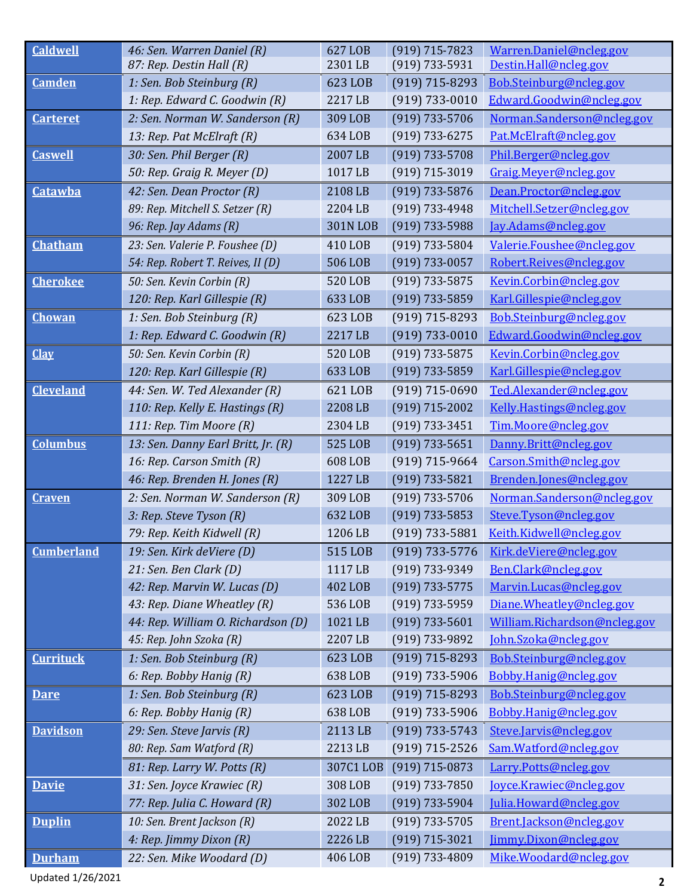| County | Legislator | Office | Phone | Email |
|---|---|---|---|---|
| Caldwell | 46: Sen. Warren Daniel (R) | 627 LOB | (919) 715-7823 | Warren.Daniel@ncleg.gov |
| | 87: Rep. Destin Hall (R) | 2301 LB | (919) 733-5931 | Destin.Hall@ncleg.gov |
| Camden | 1: Sen. Bob Steinburg (R) | 623 LOB | (919) 715-8293 | Bob.Steinburg@ncleg.gov |
| | 1: Rep. Edward C. Goodwin (R) | 2217 LB | (919) 733-0010 | Edward.Goodwin@ncleg.gov |
| Carteret | 2: Sen. Norman W. Sanderson (R) | 309 LOB | (919) 733-5706 | Norman.Sanderson@ncleg.gov |
| | 13: Rep. Pat McElraft (R) | 634 LOB | (919) 733-6275 | Pat.McElraft@ncleg.gov |
| Caswell | 30: Sen. Phil Berger (R) | 2007 LB | (919) 733-5708 | Phil.Berger@ncleg.gov |
| | 50: Rep. Graig R. Meyer (D) | 1017 LB | (919) 715-3019 | Graig.Meyer@ncleg.gov |
| Catawba | 42: Sen. Dean Proctor (R) | 2108 LB | (919) 733-5876 | Dean.Proctor@ncleg.gov |
| | 89: Rep. Mitchell S. Setzer (R) | 2204 LB | (919) 733-4948 | Mitchell.Setzer@ncleg.gov |
| | 96: Rep. Jay Adams (R) | 301N LOB | (919) 733-5988 | Jay.Adams@ncleg.gov |
| Chatham | 23: Sen. Valerie P. Foushee (D) | 410 LOB | (919) 733-5804 | Valerie.Foushee@ncleg.gov |
| | 54: Rep. Robert T. Reives, II (D) | 506 LOB | (919) 733-0057 | Robert.Reives@ncleg.gov |
| Cherokee | 50: Sen. Kevin Corbin (R) | 520 LOB | (919) 733-5875 | Kevin.Corbin@ncleg.gov |
| | 120: Rep. Karl Gillespie (R) | 633 LOB | (919) 733-5859 | Karl.Gillespie@ncleg.gov |
| Chowan | 1: Sen. Bob Steinburg (R) | 623 LOB | (919) 715-8293 | Bob.Steinburg@ncleg.gov |
| | 1: Rep. Edward C. Goodwin (R) | 2217 LB | (919) 733-0010 | Edward.Goodwin@ncleg.gov |
| Clay | 50: Sen. Kevin Corbin (R) | 520 LOB | (919) 733-5875 | Kevin.Corbin@ncleg.gov |
| | 120: Rep. Karl Gillespie (R) | 633 LOB | (919) 733-5859 | Karl.Gillespie@ncleg.gov |
| Cleveland | 44: Sen. W. Ted Alexander (R) | 621 LOB | (919) 715-0690 | Ted.Alexander@ncleg.gov |
| | 110: Rep. Kelly E. Hastings (R) | 2208 LB | (919) 715-2002 | Kelly.Hastings@ncleg.gov |
| | 111: Rep. Tim Moore (R) | 2304 LB | (919) 733-3451 | Tim.Moore@ncleg.gov |
| Columbus | 13: Sen. Danny Earl Britt, Jr. (R) | 525 LOB | (919) 733-5651 | Danny.Britt@ncleg.gov |
| | 16: Rep. Carson Smith (R) | 608 LOB | (919) 715-9664 | Carson.Smith@ncleg.gov |
| | 46: Rep. Brenden H. Jones (R) | 1227 LB | (919) 733-5821 | Brenden.Jones@ncleg.gov |
| Craven | 2: Sen. Norman W. Sanderson (R) | 309 LOB | (919) 733-5706 | Norman.Sanderson@ncleg.gov |
| | 3: Rep. Steve Tyson (R) | 632 LOB | (919) 733-5853 | Steve.Tyson@ncleg.gov |
| | 79: Rep. Keith Kidwell (R) | 1206 LB | (919) 733-5881 | Keith.Kidwell@ncleg.gov |
| Cumberland | 19: Sen. Kirk deViere (D) | 515 LOB | (919) 733-5776 | Kirk.deViere@ncleg.gov |
| | 21: Sen. Ben Clark (D) | 1117 LB | (919) 733-9349 | Ben.Clark@ncleg.gov |
| | 42: Rep. Marvin W. Lucas (D) | 402 LOB | (919) 733-5775 | Marvin.Lucas@ncleg.gov |
| | 43: Rep. Diane Wheatley (R) | 536 LOB | (919) 733-5959 | Diane.Wheatley@ncleg.gov |
| | 44: Rep. William O. Richardson (D) | 1021 LB | (919) 733-5601 | William.Richardson@ncleg.gov |
| | 45: Rep. John Szoka (R) | 2207 LB | (919) 733-9892 | John.Szoka@ncleg.gov |
| Currituck | 1: Sen. Bob Steinburg (R) | 623 LOB | (919) 715-8293 | Bob.Steinburg@ncleg.gov |
| | 6: Rep. Bobby Hanig (R) | 638 LOB | (919) 733-5906 | Bobby.Hanig@ncleg.gov |
| Dare | 1: Sen. Bob Steinburg (R) | 623 LOB | (919) 715-8293 | Bob.Steinburg@ncleg.gov |
| | 6: Rep. Bobby Hanig (R) | 638 LOB | (919) 733-5906 | Bobby.Hanig@ncleg.gov |
| Davidson | 29: Sen. Steve Jarvis (R) | 2113 LB | (919) 733-5743 | Steve.Jarvis@ncleg.gov |
| | 80: Rep. Sam Watford (R) | 2213 LB | (919) 715-2526 | Sam.Watford@ncleg.gov |
| | 81: Rep. Larry W. Potts (R) | 307C1 LOB | (919) 715-0873 | Larry.Potts@ncleg.gov |
| Davie | 31: Sen. Joyce Krawiec (R) | 308 LOB | (919) 733-7850 | Joyce.Krawiec@ncleg.gov |
| | 77: Rep. Julia C. Howard (R) | 302 LOB | (919) 733-5904 | Julia.Howard@ncleg.gov |
| Duplin | 10: Sen. Brent Jackson (R) | 2022 LB | (919) 733-5705 | Brent.Jackson@ncleg.gov |
| | 4: Rep. Jimmy Dixon (R) | 2226 LB | (919) 715-3021 | Jimmy.Dixon@ncleg.gov |
| Durham | 22: Sen. Mike Woodard (D) | 406 LOB | (919) 733-4809 | Mike.Woodard@ncleg.gov |

Updated 1/26/2021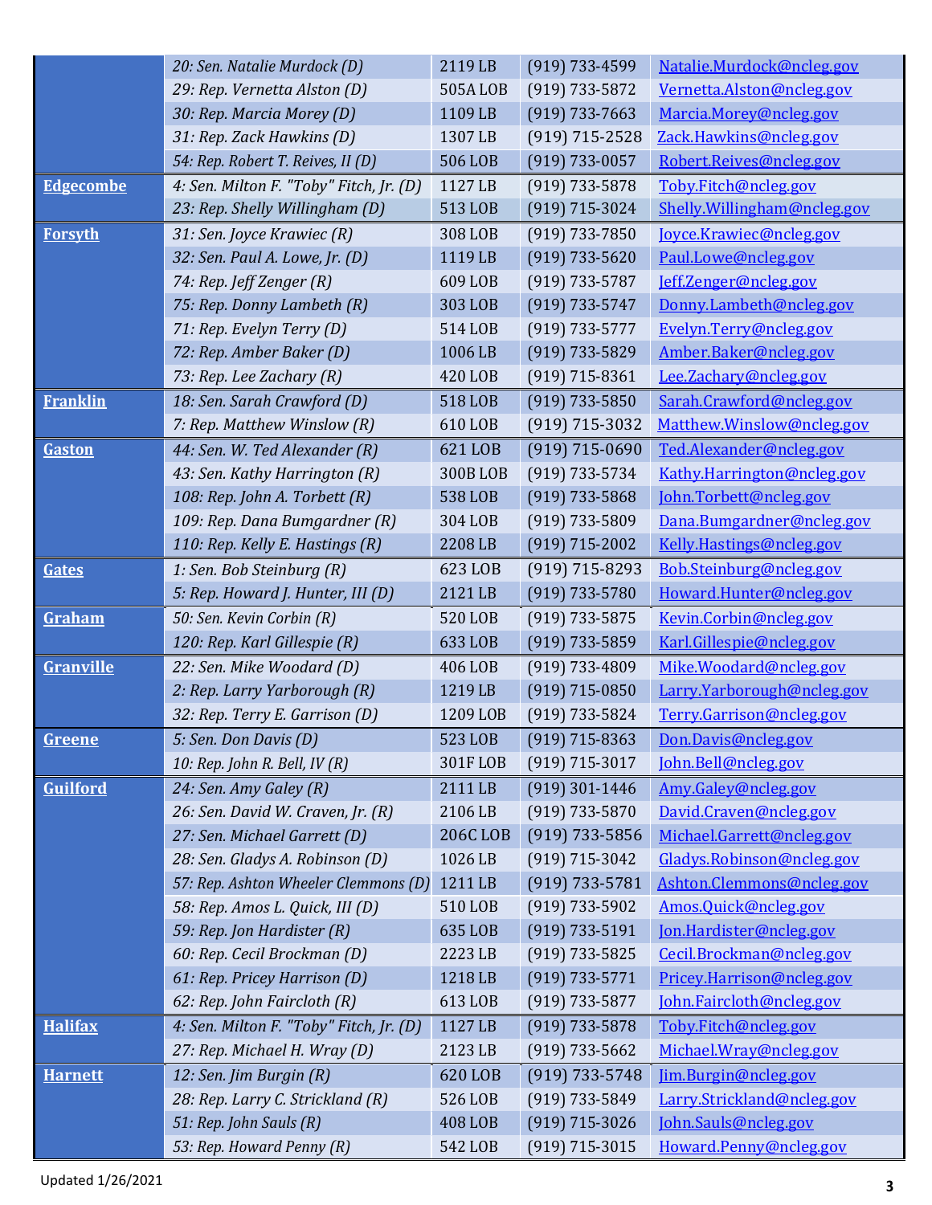| | | | | |
|---|---|---|---|---|
| | *20: Sen. Natalie Murdock (D)* | 2119 LB | (919) 733-4599 | Natalie.Murdock@ncleg.gov |
| | *29: Rep. Vernetta Alston (D)* | 505A LOB | (919) 733-5872 | Vernetta.Alston@ncleg.gov |
| | *30: Rep. Marcia Morey (D)* | 1109 LB | (919) 733-7663 | Marcia.Morey@ncleg.gov |
| | *31: Rep. Zack Hawkins (D)* | 1307 LB | (919) 715-2528 | Zack.Hawkins@ncleg.gov |
| | *54: Rep. Robert T. Reives, II (D)* | 506 LOB | (919) 733-0057 | Robert.Reives@ncleg.gov |
| **Edgecombe** | *4: Sen. Milton F. "Toby" Fitch, Jr. (D)* | 1127 LB | (919) 733-5878 | Toby.Fitch@ncleg.gov |
| | *23: Rep. Shelly Willingham (D)* | 513 LOB | (919) 715-3024 | Shelly.Willingham@ncleg.gov |
| **Forsyth** | *31: Sen. Joyce Krawiec (R)* | 308 LOB | (919) 733-7850 | Joyce.Krawiec@ncleg.gov |
| | *32: Sen. Paul A. Lowe, Jr. (D)* | 1119 LB | (919) 733-5620 | Paul.Lowe@ncleg.gov |
| | *74: Rep. Jeff Zenger (R)* | 609 LOB | (919) 733-5787 | Jeff.Zenger@ncleg.gov |
| | *75: Rep. Donny Lambeth (R)* | 303 LOB | (919) 733-5747 | Donny.Lambeth@ncleg.gov |
| | *71: Rep. Evelyn Terry (D)* | 514 LOB | (919) 733-5777 | Evelyn.Terry@ncleg.gov |
| | *72: Rep. Amber Baker (D)* | 1006 LB | (919) 733-5829 | Amber.Baker@ncleg.gov |
| | *73: Rep. Lee Zachary (R)* | 420 LOB | (919) 715-8361 | Lee.Zachary@ncleg.gov |
| **Franklin** | *18: Sen. Sarah Crawford (D)* | 518 LOB | (919) 733-5850 | Sarah.Crawford@ncleg.gov |
| | *7: Rep. Matthew Winslow (R)* | 610 LOB | (919) 715-3032 | Matthew.Winslow@ncleg.gov |
| **Gaston** | *44: Sen. W. Ted Alexander (R)* | 621 LOB | (919) 715-0690 | Ted.Alexander@ncleg.gov |
| | *43: Sen. Kathy Harrington (R)* | 300B LOB | (919) 733-5734 | Kathy.Harrington@ncleg.gov |
| | *108: Rep. John A. Torbett (R)* | 538 LOB | (919) 733-5868 | John.Torbett@ncleg.gov |
| | *109: Rep. Dana Bumgardner (R)* | 304 LOB | (919) 733-5809 | Dana.Bumgardner@ncleg.gov |
| | *110: Rep. Kelly E. Hastings (R)* | 2208 LB | (919) 715-2002 | Kelly.Hastings@ncleg.gov |
| **Gates** | *1: Sen. Bob Steinburg (R)* | 623 LOB | (919) 715-8293 | Bob.Steinburg@ncleg.gov |
| | *5: Rep. Howard J. Hunter, III (D)* | 2121 LB | (919) 733-5780 | Howard.Hunter@ncleg.gov |
| **Graham** | *50: Sen. Kevin Corbin (R)* | 520 LOB | (919) 733-5875 | Kevin.Corbin@ncleg.gov |
| | *120: Rep. Karl Gillespie (R)* | 633 LOB | (919) 733-5859 | Karl.Gillespie@ncleg.gov |
| **Granville** | *22: Sen. Mike Woodard (D)* | 406 LOB | (919) 733-4809 | Mike.Woodard@ncleg.gov |
| | *2: Rep. Larry Yarborough (R)* | 1219 LB | (919) 715-0850 | Larry.Yarborough@ncleg.gov |
| | *32: Rep. Terry E. Garrison (D)* | 1209 LOB | (919) 733-5824 | Terry.Garrison@ncleg.gov |
| **Greene** | *5: Sen. Don Davis (D)* | 523 LOB | (919) 715-8363 | Don.Davis@ncleg.gov |
| | *10: Rep. John R. Bell, IV (R)* | 301F LOB | (919) 715-3017 | John.Bell@ncleg.gov |
| **Guilford** | *24: Sen. Amy Galey (R)* | 2111 LB | (919) 301-1446 | Amy.Galey@ncleg.gov |
| | *26: Sen. David W. Craven, Jr. (R)* | 2106 LB | (919) 733-5870 | David.Craven@ncleg.gov |
| | *27: Sen. Michael Garrett (D)* | 206C LOB | (919) 733-5856 | Michael.Garrett@ncleg.gov |
| | *28: Sen. Gladys A. Robinson (D)* | 1026 LB | (919) 715-3042 | Gladys.Robinson@ncleg.gov |
| | *57: Rep. Ashton Wheeler Clemmons (D)* | 1211 LB | (919) 733-5781 | Ashton.Clemmons@ncleg.gov |
| | *58: Rep. Amos L. Quick, III (D)* | 510 LOB | (919) 733-5902 | Amos.Quick@ncleg.gov |
| | *59: Rep. Jon Hardister (R)* | 635 LOB | (919) 733-5191 | Jon.Hardister@ncleg.gov |
| | *60: Rep. Cecil Brockman (D)* | 2223 LB | (919) 733-5825 | Cecil.Brockman@ncleg.gov |
| | *61: Rep. Pricey Harrison (D)* | 1218 LB | (919) 733-5771 | Pricey.Harrison@ncleg.gov |
| | *62: Rep. John Faircloth (R)* | 613 LOB | (919) 733-5877 | John.Faircloth@ncleg.gov |
| **Halifax** | *4: Sen. Milton F. "Toby" Fitch, Jr. (D)* | 1127 LB | (919) 733-5878 | Toby.Fitch@ncleg.gov |
| | *27: Rep. Michael H. Wray (D)* | 2123 LB | (919) 733-5662 | Michael.Wray@ncleg.gov |
| **Harnett** | *12: Sen. Jim Burgin (R)* | 620 LOB | (919) 733-5748 | Jim.Burgin@ncleg.gov |
| | *28: Rep. Larry C. Strickland (R)* | 526 LOB | (919) 733-5849 | Larry.Strickland@ncleg.gov |
| | *51: Rep. John Sauls (R)* | 408 LOB | (919) 715-3026 | John.Sauls@ncleg.gov |
| | *53: Rep. Howard Penny (R)* | 542 LOB | (919) 715-3015 | Howard.Penny@ncleg.gov |

Updated 1/26/2021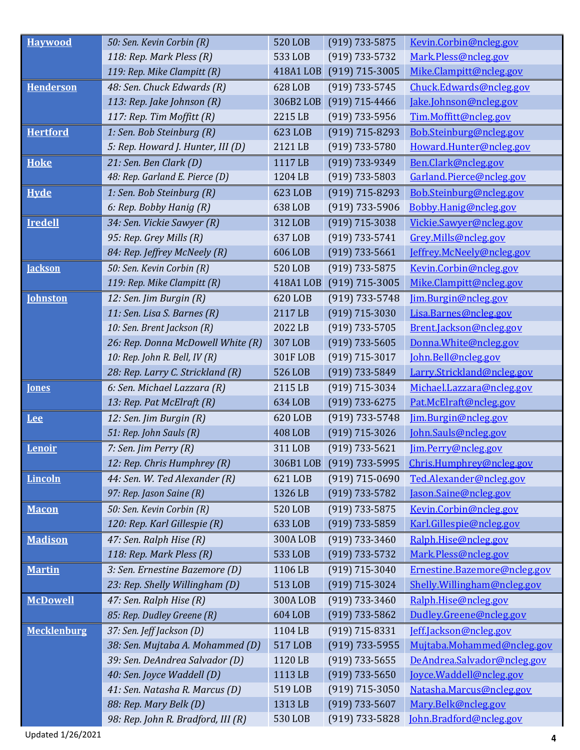| | | | | |
|---|---|---|---|---|
| **Haywood** | *50: Sen. Kevin Corbin (R)* | 520 LOB | (919) 733-5875 | Kevin.Corbin@ncleg.gov |
| | *118: Rep. Mark Pless (R)* | 533 LOB | (919) 733-5732 | Mark.Pless@ncleg.gov |
| | *119: Rep. Mike Clampitt (R)* | 418A1 LOB | (919) 715-3005 | Mike.Clampitt@ncleg.gov |
| **Henderson** | *48: Sen. Chuck Edwards (R)* | 628 LOB | (919) 733-5745 | Chuck.Edwards@ncleg.gov |
| | *113: Rep. Jake Johnson (R)* | 306B2 LOB | (919) 715-4466 | Jake.Johnson@ncleg.gov |
| | *117: Rep. Tim Moffitt (R)* | 2215 LB | (919) 733-5956 | Tim.Moffitt@ncleg.gov |
| **Hertford** | *1: Sen. Bob Steinburg (R)* | 623 LOB | (919) 715-8293 | Bob.Steinburg@ncleg.gov |
| | *5: Rep. Howard J. Hunter, III (D)* | 2121 LB | (919) 733-5780 | Howard.Hunter@ncleg.gov |
| **Hoke** | *21: Sen. Ben Clark (D)* | 1117 LB | (919) 733-9349 | Ben.Clark@ncleg.gov |
| | *48: Rep. Garland E. Pierce (D)* | 1204 LB | (919) 733-5803 | Garland.Pierce@ncleg.gov |
| **Hyde** | *1: Sen. Bob Steinburg (R)* | 623 LOB | (919) 715-8293 | Bob.Steinburg@ncleg.gov |
| | *6: Rep. Bobby Hanig (R)* | 638 LOB | (919) 733-5906 | Bobby.Hanig@ncleg.gov |
| **Iredell** | *34: Sen. Vickie Sawyer (R)* | 312 LOB | (919) 715-3038 | Vickie.Sawyer@ncleg.gov |
| | *95: Rep. Grey Mills (R)* | 637 LOB | (919) 733-5741 | Grey.Mills@ncleg.gov |
| | *84: Rep. Jeffrey McNeely (R)* | 606 LOB | (919) 733-5661 | Jeffrey.McNeely@ncleg.gov |
| **Jackson** | *50: Sen. Kevin Corbin (R)* | 520 LOB | (919) 733-5875 | Kevin.Corbin@ncleg.gov |
| | *119: Rep. Mike Clampitt (R)* | 418A1 LOB | (919) 715-3005 | Mike.Clampitt@ncleg.gov |
| **Johnston** | *12: Sen. Jim Burgin (R)* | 620 LOB | (919) 733-5748 | Jim.Burgin@ncleg.gov |
| | *11: Sen. Lisa S. Barnes (R)* | 2117 LB | (919) 715-3030 | Lisa.Barnes@ncleg.gov |
| | *10: Sen. Brent Jackson (R)* | 2022 LB | (919) 733-5705 | Brent.Jackson@ncleg.gov |
| | *26: Rep. Donna McDowell White (R)* | 307 LOB | (919) 733-5605 | Donna.White@ncleg.gov |
| | *10: Rep. John R. Bell, IV (R)* | 301F LOB | (919) 715-3017 | John.Bell@ncleg.gov |
| | *28: Rep. Larry C. Strickland (R)* | 526 LOB | (919) 733-5849 | Larry.Strickland@ncleg.gov |
| **Jones** | *6: Sen. Michael Lazzara (R)* | 2115 LB | (919) 715-3034 | Michael.Lazzara@ncleg.gov |
| | *13: Rep. Pat McElraft (R)* | 634 LOB | (919) 733-6275 | Pat.McElraft@ncleg.gov |
| **Lee** | *12: Sen. Jim Burgin (R)* | 620 LOB | (919) 733-5748 | Jim.Burgin@ncleg.gov |
| | *51: Rep. John Sauls (R)* | 408 LOB | (919) 715-3026 | John.Sauls@ncleg.gov |
| **Lenoir** | *7: Sen. Jim Perry (R)* | 311 LOB | (919) 733-5621 | Jim.Perry@ncleg.gov |
| | *12: Rep. Chris Humphrey (R)* | 306B1 LOB | (919) 733-5995 | Chris.Humphrey@ncleg.gov |
| **Lincoln** | *44: Sen. W. Ted Alexander (R)* | 621 LOB | (919) 715-0690 | Ted.Alexander@ncleg.gov |
| | *97: Rep. Jason Saine (R)* | 1326 LB | (919) 733-5782 | Jason.Saine@ncleg.gov |
| **Macon** | *50: Sen. Kevin Corbin (R)* | 520 LOB | (919) 733-5875 | Kevin.Corbin@ncleg.gov |
| | *120: Rep. Karl Gillespie (R)* | 633 LOB | (919) 733-5859 | Karl.Gillespie@ncleg.gov |
| **Madison** | *47: Sen. Ralph Hise (R)* | 300A LOB | (919) 733-3460 | Ralph.Hise@ncleg.gov |
| | *118: Rep. Mark Pless (R)* | 533 LOB | (919) 733-5732 | Mark.Pless@ncleg.gov |
| **Martin** | *3: Sen. Ernestine Bazemore (D)* | 1106 LB | (919) 715-3040 | Ernestine.Bazemore@ncleg.gov |
| | *23: Rep. Shelly Willingham (D)* | 513 LOB | (919) 715-3024 | Shelly.Willingham@ncleg.gov |
| **McDowell** | *47: Sen. Ralph Hise (R)* | 300A LOB | (919) 733-3460 | Ralph.Hise@ncleg.gov |
| | *85: Rep. Dudley Greene (R)* | 604 LOB | (919) 733-5862 | Dudley.Greene@ncleg.gov |
| **Mecklenburg** | *37: Sen. Jeff Jackson (D)* | 1104 LB | (919) 715-8331 | Jeff.Jackson@ncleg.gov |
| | *38: Sen. Mujtaba A. Mohammed (D)* | 517 LOB | (919) 733-5955 | Mujtaba.Mohammed@ncleg.gov |
| | *39: Sen. DeAndrea Salvador (D)* | 1120 LB | (919) 733-5655 | DeAndrea.Salvador@ncleg.gov |
| | *40: Sen. Joyce Waddell (D)* | 1113 LB | (919) 733-5650 | Joyce.Waddell@ncleg.gov |
| | *41: Sen. Natasha R. Marcus (D)* | 519 LOB | (919) 715-3050 | Natasha.Marcus@ncleg.gov |
| | *88: Rep. Mary Belk (D)* | 1313 LB | (919) 733-5607 | Mary.Belk@ncleg.gov |
| | *98: Rep. John R. Bradford, III (R)* | 530 LOB | (919) 733-5828 | John.Bradford@ncleg.gov |

Updated 1/26/2021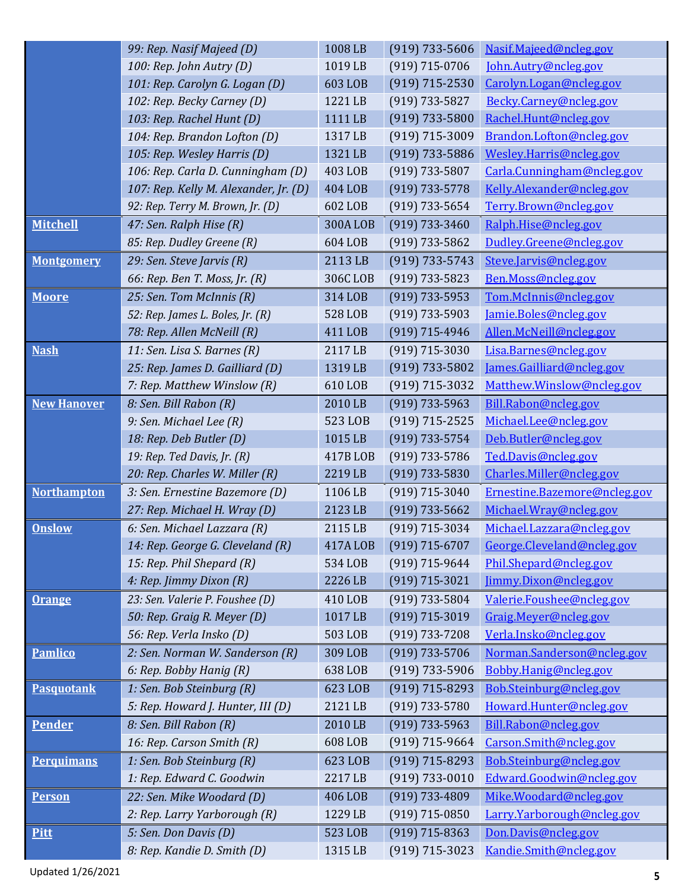| | | | | |
|---|---|---|---|---|
| | *99: Rep. Nasif Majeed (D)* | 1008 LB | (919) 733-5606 | Nasif.Majeed@ncleg.gov |
| | *100: Rep. John Autry (D)* | 1019 LB | (919) 715-0706 | John.Autry@ncleg.gov |
| | *101: Rep. Carolyn G. Logan (D)* | 603 LOB | (919) 715-2530 | Carolyn.Logan@ncleg.gov |
| | *102: Rep. Becky Carney (D)* | 1221 LB | (919) 733-5827 | Becky.Carney@ncleg.gov |
| | *103: Rep. Rachel Hunt (D)* | 1111 LB | (919) 733-5800 | Rachel.Hunt@ncleg.gov |
| | *104: Rep. Brandon Lofton (D)* | 1317 LB | (919) 715-3009 | Brandon.Lofton@ncleg.gov |
| | *105: Rep. Wesley Harris (D)* | 1321 LB | (919) 733-5886 | Wesley.Harris@ncleg.gov |
| | *106: Rep. Carla D. Cunningham (D)* | 403 LOB | (919) 733-5807 | Carla.Cunningham@ncleg.gov |
| | *107: Rep. Kelly M. Alexander, Jr. (D)* | 404 LOB | (919) 733-5778 | Kelly.Alexander@ncleg.gov |
| | *92: Rep. Terry M. Brown, Jr. (D)* | 602 LOB | (919) 733-5654 | Terry.Brown@ncleg.gov |
| **Mitchell** | *47: Sen. Ralph Hise (R)* | 300A LOB | (919) 733-3460 | Ralph.Hise@ncleg.gov |
| | *85: Rep. Dudley Greene (R)* | 604 LOB | (919) 733-5862 | Dudley.Greene@ncleg.gov |
| **Montgomery** | *29: Sen. Steve Jarvis (R)* | 2113 LB | (919) 733-5743 | Steve.Jarvis@ncleg.gov |
| | *66: Rep. Ben T. Moss, Jr. (R)* | 306C LOB | (919) 733-5823 | Ben.Moss@ncleg.gov |
| **Moore** | *25: Sen. Tom McInnis (R)* | 314 LOB | (919) 733-5953 | Tom.McInnis@ncleg.gov |
| | *52: Rep. James L. Boles, Jr. (R)* | 528 LOB | (919) 733-5903 | Jamie.Boles@ncleg.gov |
| | *78: Rep. Allen McNeill (R)* | 411 LOB | (919) 715-4946 | Allen.McNeill@ncleg.gov |
| **Nash** | *11: Sen. Lisa S. Barnes (R)* | 2117 LB | (919) 715-3030 | Lisa.Barnes@ncleg.gov |
| | *25: Rep. James D. Gailliard (D)* | 1319 LB | (919) 733-5802 | James.Gailliard@ncleg.gov |
| | *7: Rep. Matthew Winslow (R)* | 610 LOB | (919) 715-3032 | Matthew.Winslow@ncleg.gov |
| **New Hanover** | *8: Sen. Bill Rabon (R)* | 2010 LB | (919) 733-5963 | Bill.Rabon@ncleg.gov |
| | *9: Sen. Michael Lee (R)* | 523 LOB | (919) 715-2525 | Michael.Lee@ncleg.gov |
| | *18: Rep. Deb Butler (D)* | 1015 LB | (919) 733-5754 | Deb.Butler@ncleg.gov |
| | *19: Rep. Ted Davis, Jr. (R)* | 417B LOB | (919) 733-5786 | Ted.Davis@ncleg.gov |
| | *20: Rep. Charles W. Miller (R)* | 2219 LB | (919) 733-5830 | Charles.Miller@ncleg.gov |
| **Northampton** | *3: Sen. Ernestine Bazemore (D)* | 1106 LB | (919) 715-3040 | Ernestine.Bazemore@ncleg.gov |
| | *27: Rep. Michael H. Wray (D)* | 2123 LB | (919) 733-5662 | Michael.Wray@ncleg.gov |
| **Onslow** | *6: Sen. Michael Lazzara (R)* | 2115 LB | (919) 715-3034 | Michael.Lazzara@ncleg.gov |
| | *14: Rep. George G. Cleveland (R)* | 417A LOB | (919) 715-6707 | George.Cleveland@ncleg.gov |
| | *15: Rep. Phil Shepard (R)* | 534 LOB | (919) 715-9644 | Phil.Shepard@ncleg.gov |
| | *4: Rep. Jimmy Dixon (R)* | 2226 LB | (919) 715-3021 | Jimmy.Dixon@ncleg.gov |
| **Orange** | *23: Sen. Valerie P. Foushee (D)* | 410 LOB | (919) 733-5804 | Valerie.Foushee@ncleg.gov |
| | *50: Rep. Graig R. Meyer (D)* | 1017 LB | (919) 715-3019 | Graig.Meyer@ncleg.gov |
| | *56: Rep. Verla Insko (D)* | 503 LOB | (919) 733-7208 | Verla.Insko@ncleg.gov |
| **Pamlico** | *2: Sen. Norman W. Sanderson (R)* | 309 LOB | (919) 733-5706 | Norman.Sanderson@ncleg.gov |
| | *6: Rep. Bobby Hanig (R)* | 638 LOB | (919) 733-5906 | Bobby.Hanig@ncleg.gov |
| **Pasquotank** | *1: Sen. Bob Steinburg (R)* | 623 LOB | (919) 715-8293 | Bob.Steinburg@ncleg.gov |
| | *5: Rep. Howard J. Hunter, III (D)* | 2121 LB | (919) 733-5780 | Howard.Hunter@ncleg.gov |
| **Pender** | *8: Sen. Bill Rabon (R)* | 2010 LB | (919) 733-5963 | Bill.Rabon@ncleg.gov |
| | *16: Rep. Carson Smith (R)* | 608 LOB | (919) 715-9664 | Carson.Smith@ncleg.gov |
| **Perquimans** | *1: Sen. Bob Steinburg (R)* | 623 LOB | (919) 715-8293 | Bob.Steinburg@ncleg.gov |
| | *1: Rep. Edward C. Goodwin* | 2217 LB | (919) 733-0010 | Edward.Goodwin@ncleg.gov |
| **Person** | *22: Sen. Mike Woodard (D)* | 406 LOB | (919) 733-4809 | Mike.Woodard@ncleg.gov |
| | *2: Rep. Larry Yarborough (R)* | 1229 LB | (919) 715-0850 | Larry.Yarborough@ncleg.gov |
| **Pitt** | *5: Sen. Don Davis (D)* | 523 LOB | (919) 715-8363 | Don.Davis@ncleg.gov |
| | *8: Rep. Kandie D. Smith (D)* | 1315 LB | (919) 715-3023 | Kandie.Smith@ncleg.gov |

Updated 1/26/2021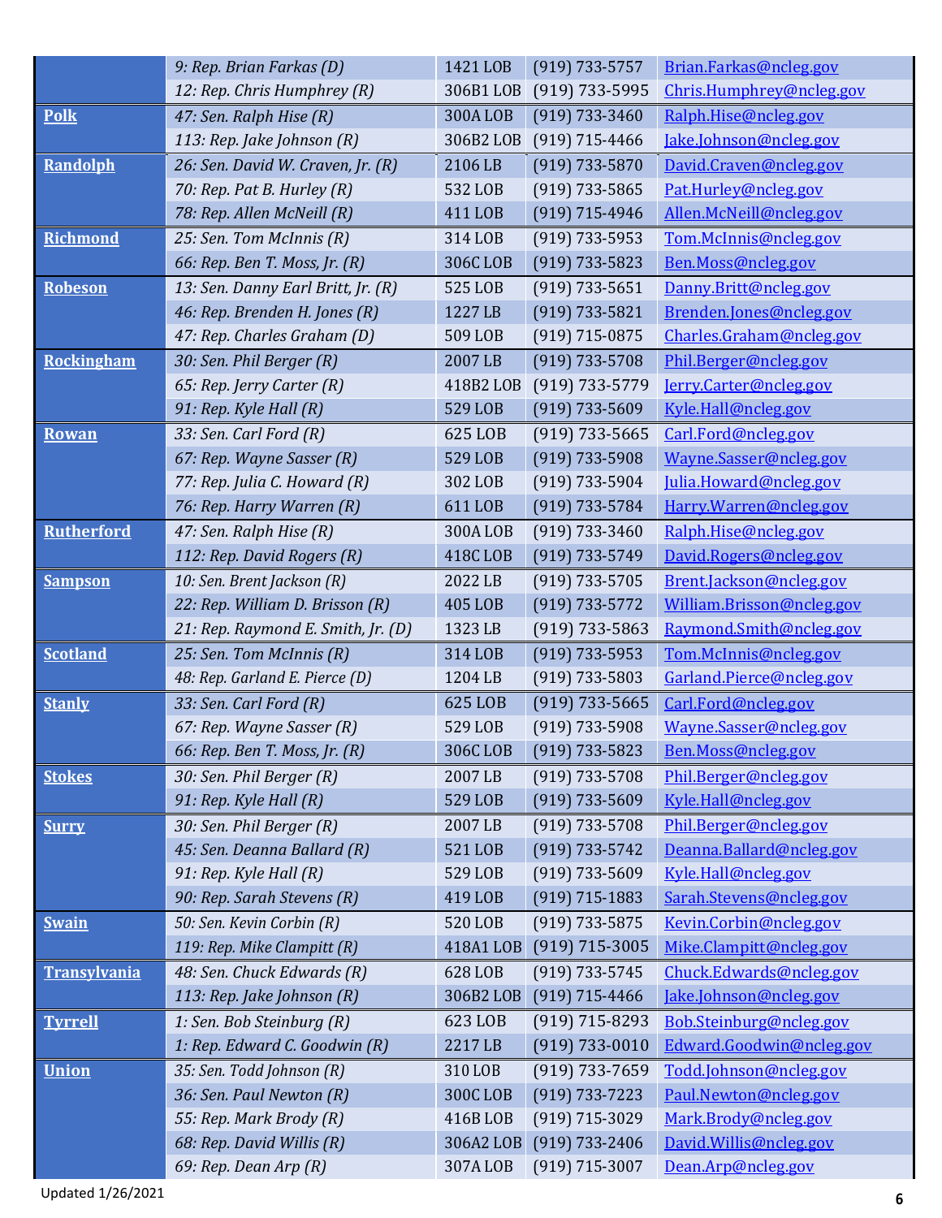| | | | | |
|---|---|---|---|---|
| | *9: Rep. Brian Farkas (D)* | 1421 LOB | (919) 733-5757 | Brian.Farkas@ncleg.gov |
| | *12: Rep. Chris Humphrey (R)* | 306B1 LOB | (919) 733-5995 | Chris.Humphrey@ncleg.gov |
| **Polk** | *47: Sen. Ralph Hise (R)* | 300A LOB | (919) 733-3460 | Ralph.Hise@ncleg.gov |
| | *113: Rep. Jake Johnson (R)* | 306B2 LOB | (919) 715-4466 | Jake.Johnson@ncleg.gov |
| **Randolph** | *26: Sen. David W. Craven, Jr. (R)* | 2106 LB | (919) 733-5870 | David.Craven@ncleg.gov |
| | *70: Rep. Pat B. Hurley (R)* | 532 LOB | (919) 733-5865 | Pat.Hurley@ncleg.gov |
| | *78: Rep. Allen McNeill (R)* | 411 LOB | (919) 715-4946 | Allen.McNeill@ncleg.gov |
| **Richmond** | *25: Sen. Tom McInnis (R)* | 314 LOB | (919) 733-5953 | Tom.McInnis@ncleg.gov |
| | *66: Rep. Ben T. Moss, Jr. (R)* | 306C LOB | (919) 733-5823 | Ben.Moss@ncleg.gov |
| **Robeson** | *13: Sen. Danny Earl Britt, Jr. (R)* | 525 LOB | (919) 733-5651 | Danny.Britt@ncleg.gov |
| | *46: Rep. Brenden H. Jones (R)* | 1227 LB | (919) 733-5821 | Brenden.Jones@ncleg.gov |
| | *47: Rep. Charles Graham (D)* | 509 LOB | (919) 715-0875 | Charles.Graham@ncleg.gov |
| **Rockingham** | *30: Sen. Phil Berger (R)* | 2007 LB | (919) 733-5708 | Phil.Berger@ncleg.gov |
| | *65: Rep. Jerry Carter (R)* | 418B2 LOB | (919) 733-5779 | Jerry.Carter@ncleg.gov |
| | *91: Rep. Kyle Hall (R)* | 529 LOB | (919) 733-5609 | Kyle.Hall@ncleg.gov |
| **Rowan** | *33: Sen. Carl Ford (R)* | 625 LOB | (919) 733-5665 | Carl.Ford@ncleg.gov |
| | *67: Rep. Wayne Sasser (R)* | 529 LOB | (919) 733-5908 | Wayne.Sasser@ncleg.gov |
| | *77: Rep. Julia C. Howard (R)* | 302 LOB | (919) 733-5904 | Julia.Howard@ncleg.gov |
| | *76: Rep. Harry Warren (R)* | 611 LOB | (919) 733-5784 | Harry.Warren@ncleg.gov |
| **Rutherford** | *47: Sen. Ralph Hise (R)* | 300A LOB | (919) 733-3460 | Ralph.Hise@ncleg.gov |
| | *112: Rep. David Rogers (R)* | 418C LOB | (919) 733-5749 | David.Rogers@ncleg.gov |
| **Sampson** | *10: Sen. Brent Jackson (R)* | 2022 LB | (919) 733-5705 | Brent.Jackson@ncleg.gov |
| | *22: Rep. William D. Brisson (R)* | 405 LOB | (919) 733-5772 | William.Brisson@ncleg.gov |
| | *21: Rep. Raymond E. Smith, Jr. (D)* | 1323 LB | (919) 733-5863 | Raymond.Smith@ncleg.gov |
| **Scotland** | *25: Sen. Tom McInnis (R)* | 314 LOB | (919) 733-5953 | Tom.McInnis@ncleg.gov |
| | *48: Rep. Garland E. Pierce (D)* | 1204 LB | (919) 733-5803 | Garland.Pierce@ncleg.gov |
| **Stanly** | *33: Sen. Carl Ford (R)* | 625 LOB | (919) 733-5665 | Carl.Ford@ncleg.gov |
| | *67: Rep. Wayne Sasser (R)* | 529 LOB | (919) 733-5908 | Wayne.Sasser@ncleg.gov |
| | *66: Rep. Ben T. Moss, Jr. (R)* | 306C LOB | (919) 733-5823 | Ben.Moss@ncleg.gov |
| **Stokes** | *30: Sen. Phil Berger (R)* | 2007 LB | (919) 733-5708 | Phil.Berger@ncleg.gov |
| | *91: Rep. Kyle Hall (R)* | 529 LOB | (919) 733-5609 | Kyle.Hall@ncleg.gov |
| **Surry** | *30: Sen. Phil Berger (R)* | 2007 LB | (919) 733-5708 | Phil.Berger@ncleg.gov |
| | *45: Sen. Deanna Ballard (R)* | 521 LOB | (919) 733-5742 | Deanna.Ballard@ncleg.gov |
| | *91: Rep. Kyle Hall (R)* | 529 LOB | (919) 733-5609 | Kyle.Hall@ncleg.gov |
| | *90: Rep. Sarah Stevens (R)* | 419 LOB | (919) 715-1883 | Sarah.Stevens@ncleg.gov |
| **Swain** | *50: Sen. Kevin Corbin (R)* | 520 LOB | (919) 733-5875 | Kevin.Corbin@ncleg.gov |
| | *119: Rep. Mike Clampitt (R)* | 418A1 LOB | (919) 715-3005 | Mike.Clampitt@ncleg.gov |
| **Transylvania** | *48: Sen. Chuck Edwards (R)* | 628 LOB | (919) 733-5745 | Chuck.Edwards@ncleg.gov |
| | *113: Rep. Jake Johnson (R)* | 306B2 LOB | (919) 715-4466 | Jake.Johnson@ncleg.gov |
| **Tyrrell** | *1: Sen. Bob Steinburg (R)* | 623 LOB | (919) 715-8293 | Bob.Steinburg@ncleg.gov |
| | *1: Rep. Edward C. Goodwin (R)* | 2217 LB | (919) 733-0010 | Edward.Goodwin@ncleg.gov |
| **Union** | *35: Sen. Todd Johnson (R)* | 310 LOB | (919) 733-7659 | Todd.Johnson@ncleg.gov |
| | *36: Sen. Paul Newton (R)* | 300C LOB | (919) 733-7223 | Paul.Newton@ncleg.gov |
| | *55: Rep. Mark Brody (R)* | 416B LOB | (919) 715-3029 | Mark.Brody@ncleg.gov |
| | *68: Rep. David Willis (R)* | 306A2 LOB | (919) 733-2406 | David.Willis@ncleg.gov |
| | *69: Rep. Dean Arp (R)* | 307A LOB | (919) 715-3007 | Dean.Arp@ncleg.gov |

Updated 1/26/2021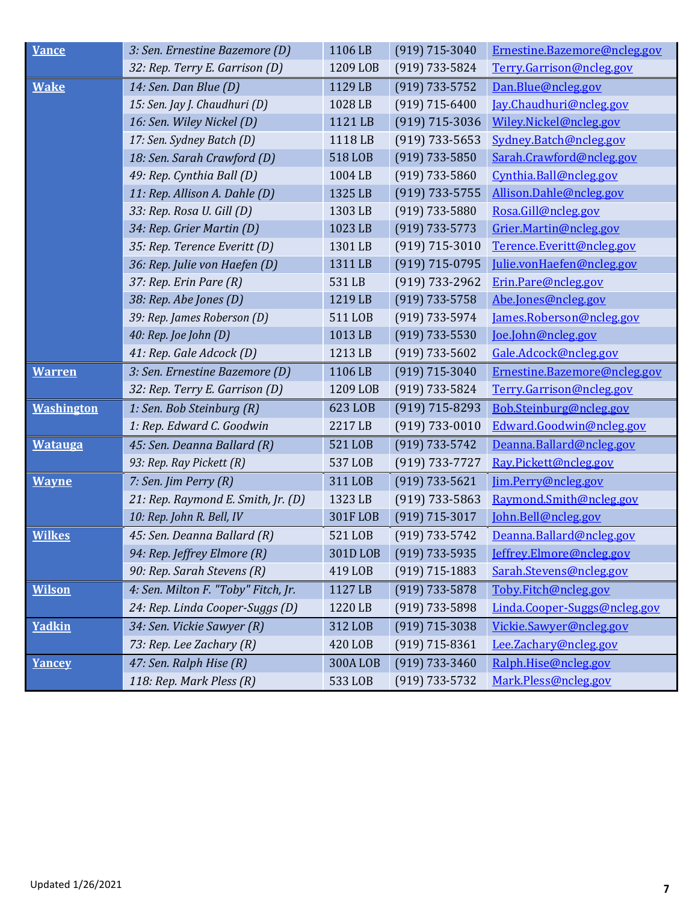| | | | | |
|---|---|---|---|---|
| **Vance** | *3: Sen. Ernestine Bazemore (D)* | 1106 LB | (919) 715-3040 | Ernestine.Bazemore@ncleg.gov |
| | *32: Rep. Terry E. Garrison (D)* | 1209 LOB | (919) 733-5824 | Terry.Garrison@ncleg.gov |
| **Wake** | *14: Sen. Dan Blue (D)* | 1129 LB | (919) 733-5752 | Dan.Blue@ncleg.gov |
| | *15: Sen. Jay J. Chaudhuri (D)* | 1028 LB | (919) 715-6400 | Jay.Chaudhuri@ncleg.gov |
| | *16: Sen. Wiley Nickel (D)* | 1121 LB | (919) 715-3036 | Wiley.Nickel@ncleg.gov |
| | *17: Sen. Sydney Batch (D)* | 1118 LB | (919) 733-5653 | Sydney.Batch@ncleg.gov |
| | *18: Sen. Sarah Crawford (D)* | 518 LOB | (919) 733-5850 | Sarah.Crawford@ncleg.gov |
| | *49: Rep. Cynthia Ball (D)* | 1004 LB | (919) 733-5860 | Cynthia.Ball@ncleg.gov |
| | *11: Rep. Allison A. Dahle (D)* | 1325 LB | (919) 733-5755 | Allison.Dahle@ncleg.gov |
| | *33: Rep. Rosa U. Gill (D)* | 1303 LB | (919) 733-5880 | Rosa.Gill@ncleg.gov |
| | *34: Rep. Grier Martin (D)* | 1023 LB | (919) 733-5773 | Grier.Martin@ncleg.gov |
| | *35: Rep. Terence Everitt (D)* | 1301 LB | (919) 715-3010 | Terence.Everitt@ncleg.gov |
| | *36: Rep. Julie von Haefen (D)* | 1311 LB | (919) 715-0795 | Julie.vonHaefen@ncleg.gov |
| | *37: Rep. Erin Pare (R)* | 531 LB | (919) 733-2962 | Erin.Pare@ncleg.gov |
| | *38: Rep. Abe Jones (D)* | 1219 LB | (919) 733-5758 | Abe.Jones@ncleg.gov |
| | *39: Rep. James Roberson (D)* | 511 LOB | (919) 733-5974 | James.Roberson@ncleg.gov |
| | *40: Rep. Joe John (D)* | 1013 LB | (919) 733-5530 | Joe.John@ncleg.gov |
| | *41: Rep. Gale Adcock (D)* | 1213 LB | (919) 733-5602 | Gale.Adcock@ncleg.gov |
| **Warren** | *3: Sen. Ernestine Bazemore (D)* | 1106 LB | (919) 715-3040 | Ernestine.Bazemore@ncleg.gov |
| | *32: Rep. Terry E. Garrison (D)* | 1209 LOB | (919) 733-5824 | Terry.Garrison@ncleg.gov |
| **Washington** | *1: Sen. Bob Steinburg (R)* | 623 LOB | (919) 715-8293 | Bob.Steinburg@ncleg.gov |
| | *1: Rep. Edward C. Goodwin* | 2217 LB | (919) 733-0010 | Edward.Goodwin@ncleg.gov |
| **Watauga** | *45: Sen. Deanna Ballard (R)* | 521 LOB | (919) 733-5742 | Deanna.Ballard@ncleg.gov |
| | *93: Rep. Ray Pickett (R)* | 537 LOB | (919) 733-7727 | Ray.Pickett@ncleg.gov |
| **Wayne** | *7: Sen. Jim Perry (R)* | 311 LOB | (919) 733-5621 | Jim.Perry@ncleg.gov |
| | *21: Rep. Raymond E. Smith, Jr. (D)* | 1323 LB | (919) 733-5863 | Raymond.Smith@ncleg.gov |
| | *10: Rep. John R. Bell, IV* | 301F LOB | (919) 715-3017 | John.Bell@ncleg.gov |
| **Wilkes** | *45: Sen. Deanna Ballard (R)* | 521 LOB | (919) 733-5742 | Deanna.Ballard@ncleg.gov |
| | *94: Rep. Jeffrey Elmore (R)* | 301D LOB | (919) 733-5935 | Jeffrey.Elmore@ncleg.gov |
| | *90: Rep. Sarah Stevens (R)* | 419 LOB | (919) 715-1883 | Sarah.Stevens@ncleg.gov |
| **Wilson** | *4: Sen. Milton F. "Toby" Fitch, Jr.* | 1127 LB | (919) 733-5878 | Toby.Fitch@ncleg.gov |
| | *24: Rep. Linda Cooper-Suggs (D)* | 1220 LB | (919) 733-5898 | Linda.Cooper-Suggs@ncleg.gov |
| **Yadkin** | *34: Sen. Vickie Sawyer (R)* | 312 LOB | (919) 715-3038 | Vickie.Sawyer@ncleg.gov |
| | *73: Rep. Lee Zachary (R)* | 420 LOB | (919) 715-8361 | Lee.Zachary@ncleg.gov |
| **Yancey** | *47: Sen. Ralph Hise (R)* | 300A LOB | (919) 733-3460 | Ralph.Hise@ncleg.gov |
| | *118: Rep. Mark Pless (R)* | 533 LOB | (919) 733-5732 | Mark.Pless@ncleg.gov |

Updated 1/26/2021